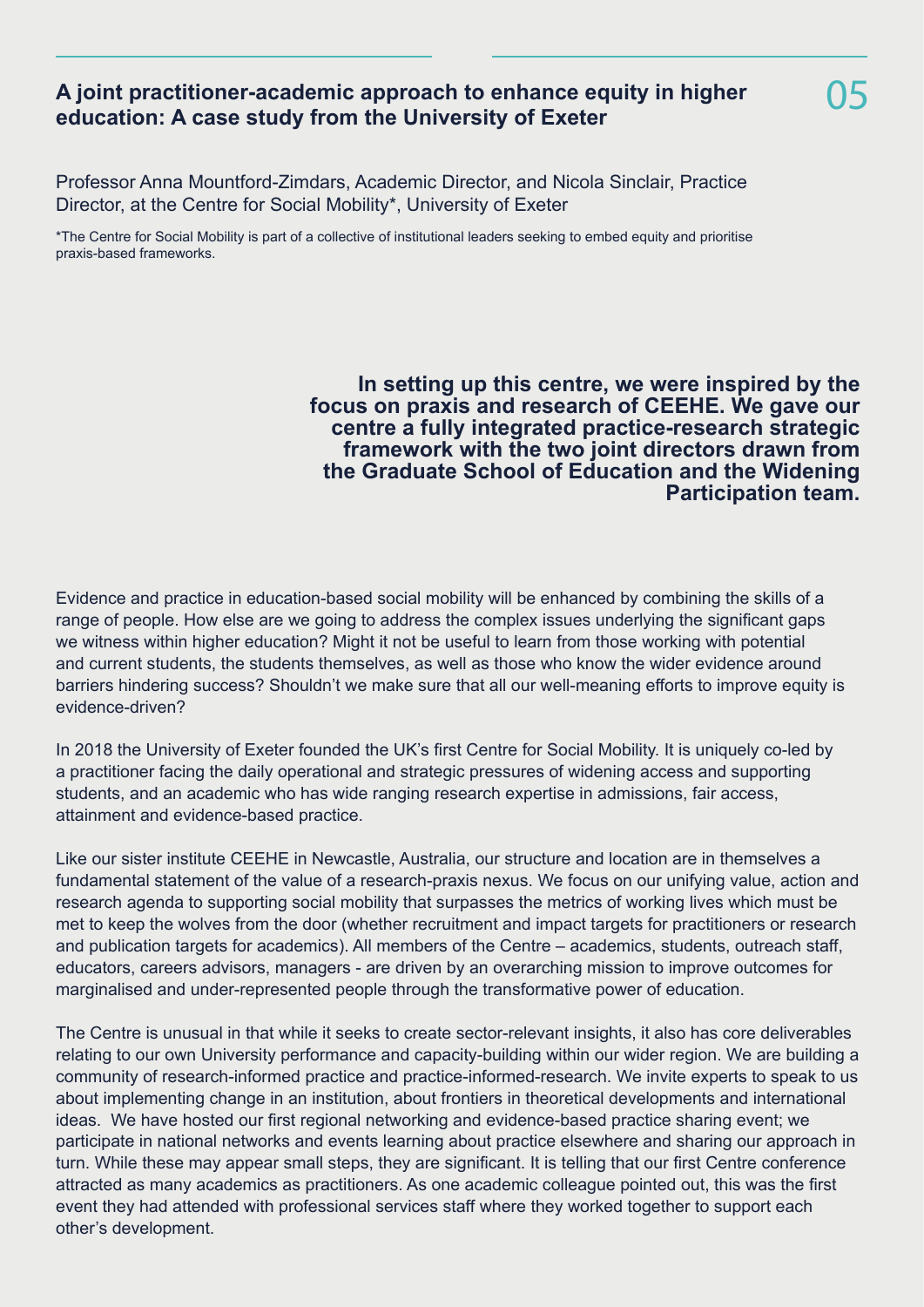## A joint practitioner-academic approach to enhance equity in higher education: A case study from the University of Exeter

05

Professor Anna Mountford-Zimdars, Academic Director, and Nicola Sinclair, Practice Director, at the Centre for Social Mobility*, University of Exeter

*The Centre for Social Mobility is part of a collective of institutional leaders seeking to embed equity and prioritise praxis-based frameworks.

**In setting up this centre, we were inspired by the focus on praxis and research of CEEHE. We gave our centre a fully integrated practice-research strategic framework with the two joint directors drawn from the Graduate School of Education and the Widening Participation team.**

Evidence and practice in education-based social mobility will be enhanced by combining the skills of a range of people. How else are we going to address the complex issues underlying the significant gaps we witness within higher education? Might it not be useful to learn from those working with potential and current students, the students themselves, as well as those who know the wider evidence around barriers hindering success? Shouldn't we make sure that all our well-meaning efforts to improve equity is evidence-driven?

In 2018 the University of Exeter founded the UK's first Centre for Social Mobility. It is uniquely co-led by a practitioner facing the daily operational and strategic pressures of widening access and supporting students, and an academic who has wide ranging research expertise in admissions, fair access, attainment and evidence-based practice.

Like our sister institute CEEHE in Newcastle, Australia, our structure and location are in themselves a fundamental statement of the value of a research-praxis nexus. We focus on our unifying value, action and research agenda to supporting social mobility that surpasses the metrics of working lives which must be met to keep the wolves from the door (whether recruitment and impact targets for practitioners or research and publication targets for academics). All members of the Centre – academics, students, outreach staff, educators, careers advisors, managers - are driven by an overarching mission to improve outcomes for marginalised and under-represented people through the transformative power of education.

The Centre is unusual in that while it seeks to create sector-relevant insights, it also has core deliverables relating to our own University performance and capacity-building within our wider region. We are building a community of research-informed practice and practice-informed-research. We invite experts to speak to us about implementing change in an institution, about frontiers in theoretical developments and international ideas. We have hosted our first regional networking and evidence-based practice sharing event; we participate in national networks and events learning about practice elsewhere and sharing our approach in turn. While these may appear small steps, they are significant. It is telling that our first Centre conference attracted as many academics as practitioners. As one academic colleague pointed out, this was the first event they had attended with professional services staff where they worked together to support each other's development.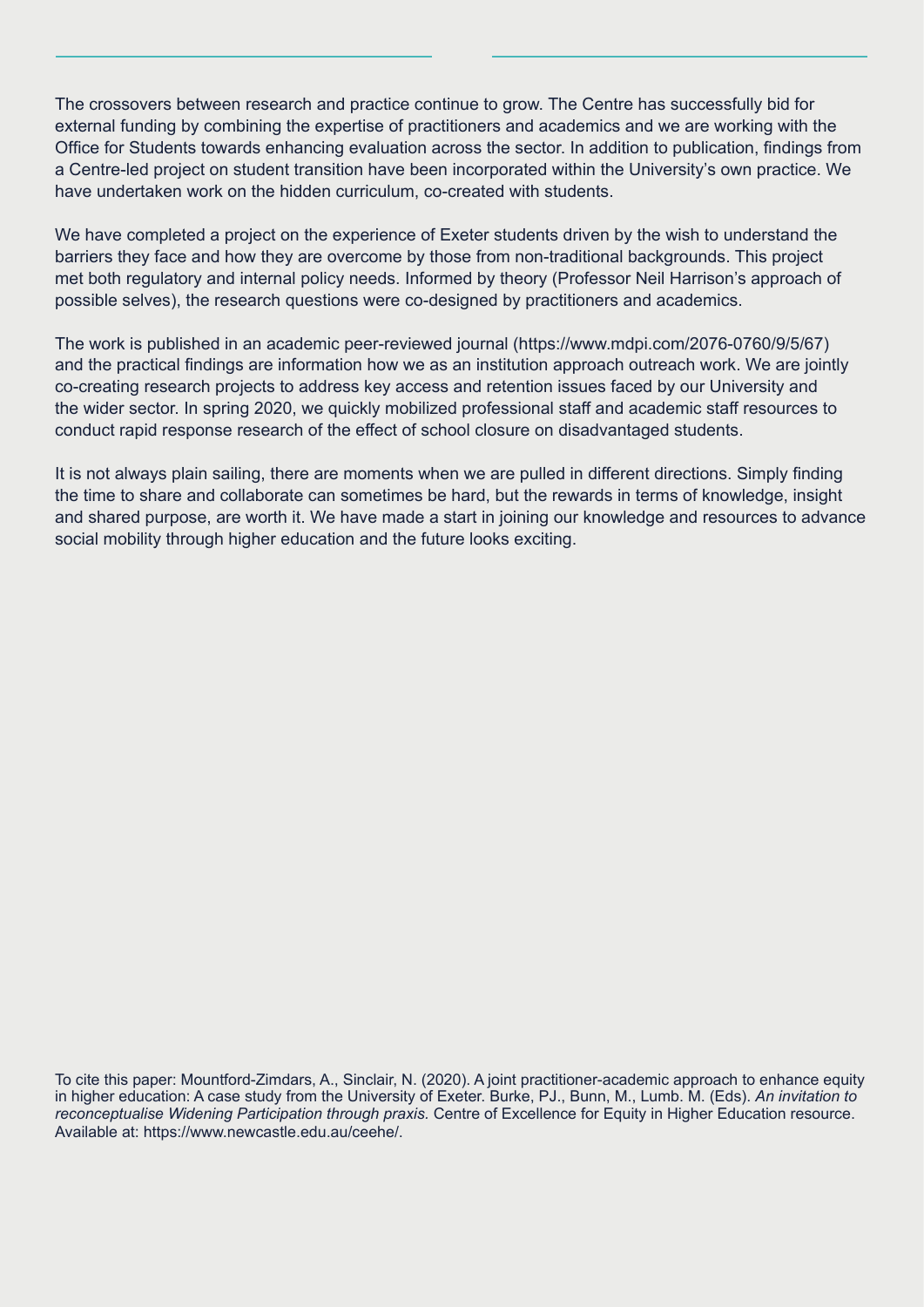The crossovers between research and practice continue to grow. The Centre has successfully bid for external funding by combining the expertise of practitioners and academics and we are working with the Office for Students towards enhancing evaluation across the sector. In addition to publication, findings from a Centre-led project on student transition have been incorporated within the University's own practice. We have undertaken work on the hidden curriculum, co-created with students.

We have completed a project on the experience of Exeter students driven by the wish to understand the barriers they face and how they are overcome by those from non-traditional backgrounds. This project met both regulatory and internal policy needs. Informed by theory (Professor Neil Harrison's approach of possible selves), the research questions were co-designed by practitioners and academics.

The work is published in an academic peer-reviewed journal (https://www.mdpi.com/2076-0760/9/5/67) and the practical findings are information how we as an institution approach outreach work. We are jointly co-creating research projects to address key access and retention issues faced by our University and the wider sector. In spring 2020, we quickly mobilized professional staff and academic staff resources to conduct rapid response research of the effect of school closure on disadvantaged students.

It is not always plain sailing, there are moments when we are pulled in different directions. Simply finding the time to share and collaborate can sometimes be hard, but the rewards in terms of knowledge, insight and shared purpose, are worth it. We have made a start in joining our knowledge and resources to advance social mobility through higher education and the future looks exciting.

To cite this paper: Mountford-Zimdars, A., Sinclair, N. (2020). A joint practitioner-academic approach to enhance equity in higher education: A case study from the University of Exeter. Burke, PJ., Bunn, M., Lumb. M. (Eds). *An invitation to reconceptualise Widening Participation through praxis.* Centre of Excellence for Equity in Higher Education resource. Available at: https://www.newcastle.edu.au/ceehe/.